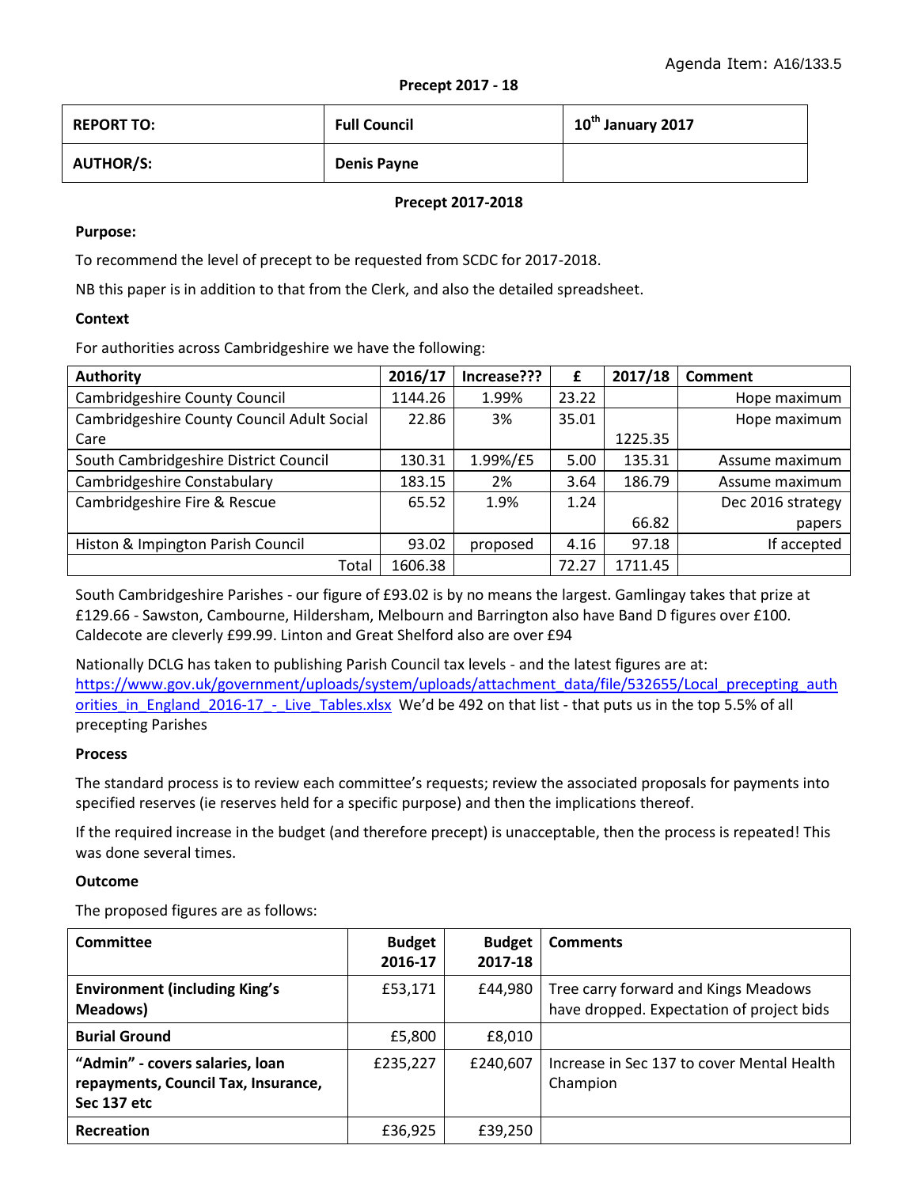Agenda Item: A16/133.5

**Precept 2017 - 18**

| REPORT TO: | Full Council | 10th January 2017 |
|---|---|---|
| AUTHOR/S: | Denis Payne | |

**Precept 2017-2018**

**Purpose:**

To recommend the level of precept to be requested from SCDC for 2017-2018.

NB this paper is in addition to that from the Clerk, and also the detailed spreadsheet.

**Context**

For authorities across Cambridgeshire we have the following:

| Authority | 2016/17 | Increase??? | £ | 2017/18 | Comment |
|---|---|---|---|---|---|
| Cambridgeshire County Council | 1144.26 | 1.99% | 23.22 | | Hope maximum |
| Cambridgeshire County Council Adult Social Care | 22.86 | 3% | 35.01 | 1225.35 | Hope maximum |
| South Cambridgeshire District Council | 130.31 | 1.99%/£5 | 5.00 | 135.31 | Assume maximum |
| Cambridgeshire Constabulary | 183.15 | 2% | 3.64 | 186.79 | Assume maximum |
| Cambridgeshire Fire & Rescue | 65.52 | 1.9% | 1.24 | 66.82 | Dec 2016 strategy papers |
| Histon & Impington Parish Council | 93.02 | proposed | 4.16 | 97.18 | If accepted |
| Total | 1606.38 | | 72.27 | 1711.45 | |

South Cambridgeshire Parishes - our figure of £93.02 is by no means the largest. Gamlingay takes that prize at £129.66 - Sawston, Cambourne, Hildersham, Melbourn and Barrington also have Band D figures over £100. Caldecote are cleverly £99.99. Linton and Great Shelford also are over £94

Nationally DCLG has taken to publishing Parish Council tax levels - and the latest figures are at: https://www.gov.uk/government/uploads/system/uploads/attachment_data/file/532655/Local_precepting_authorities_in_England_2016-17_-_Live_Tables.xlsx We'd be 492 on that list - that puts us in the top 5.5% of all precepting Parishes

**Process**

The standard process is to review each committee's requests; review the associated proposals for payments into specified reserves (ie reserves held for a specific purpose) and then the implications thereof.

If the required increase in the budget (and therefore precept) is unacceptable, then the process is repeated! This was done several times.

**Outcome**

The proposed figures are as follows:

| Committee | Budget 2016-17 | Budget 2017-18 | Comments |
|---|---|---|---|
| **Environment (including King's Meadows)** | £53,171 | £44,980 | Tree carry forward and Kings Meadows have dropped. Expectation of project bids |
| **Burial Ground** | £5,800 | £8,010 | |
| **"Admin" - covers salaries, loan repayments, Council Tax, Insurance, Sec 137 etc** | £235,227 | £240,607 | Increase in Sec 137 to cover Mental Health Champion |
| **Recreation** | £36,925 | £39,250 | |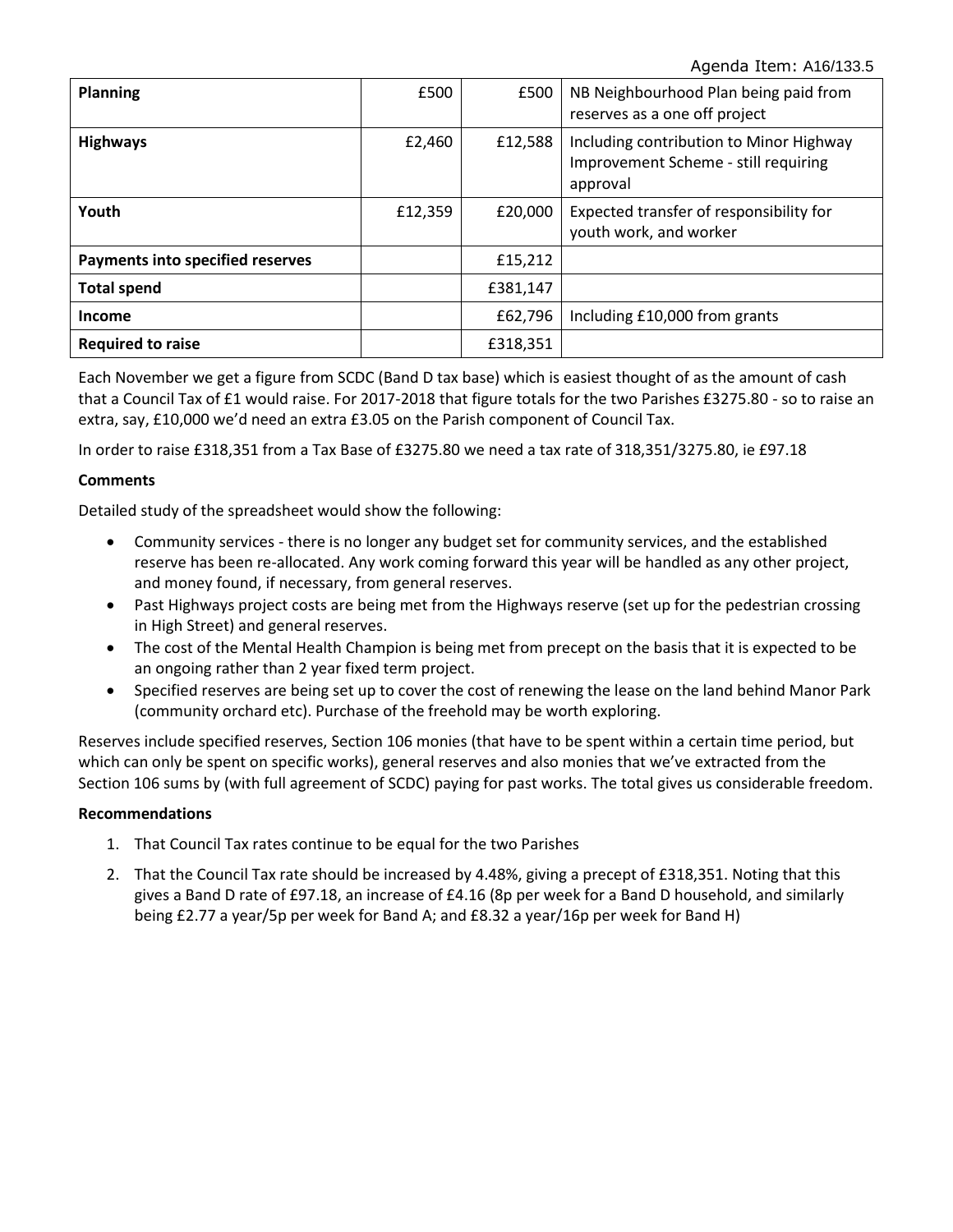Agenda Item: A16/133.5

| | | | |
|---|---|---|---|
| **Planning** | £500 | £500 | NB Neighbourhood Plan being paid from reserves as a one off project |
| **Highways** | £2,460 | £12,588 | Including contribution to Minor Highway Improvement Scheme - still requiring approval |
| **Youth** | £12,359 | £20,000 | Expected transfer of responsibility for youth work, and worker |
| **Payments into specified reserves** | | £15,212 | |
| **Total spend** | | £381,147 | |
| **Income** | | £62,796 | Including £10,000 from grants |
| **Required to raise** | | £318,351 | |

Each November we get a figure from SCDC (Band D tax base) which is easiest thought of as the amount of cash that a Council Tax of £1 would raise. For 2017-2018 that figure totals for the two Parishes £3275.80 - so to raise an extra, say, £10,000 we'd need an extra £3.05 on the Parish component of Council Tax.

In order to raise £318,351 from a Tax Base of £3275.80 we need a tax rate of 318,351/3275.80, ie £97.18

**Comments**

Detailed study of the spreadsheet would show the following:

- Community services - there is no longer any budget set for community services, and the established reserve has been re-allocated. Any work coming forward this year will be handled as any other project, and money found, if necessary, from general reserves.
- Past Highways project costs are being met from the Highways reserve (set up for the pedestrian crossing in High Street) and general reserves.
- The cost of the Mental Health Champion is being met from precept on the basis that it is expected to be an ongoing rather than 2 year fixed term project.
- Specified reserves are being set up to cover the cost of renewing the lease on the land behind Manor Park (community orchard etc). Purchase of the freehold may be worth exploring.

Reserves include specified reserves, Section 106 monies (that have to be spent within a certain time period, but which can only be spent on specific works), general reserves and also monies that we've extracted from the Section 106 sums by (with full agreement of SCDC) paying for past works. The total gives us considerable freedom.

**Recommendations**

1. That Council Tax rates continue to be equal for the two Parishes
2. That the Council Tax rate should be increased by 4.48%, giving a precept of £318,351. Noting that this gives a Band D rate of £97.18, an increase of £4.16 (8p per week for a Band D household, and similarly being £2.77 a year/5p per week for Band A; and £8.32 a year/16p per week for Band H)